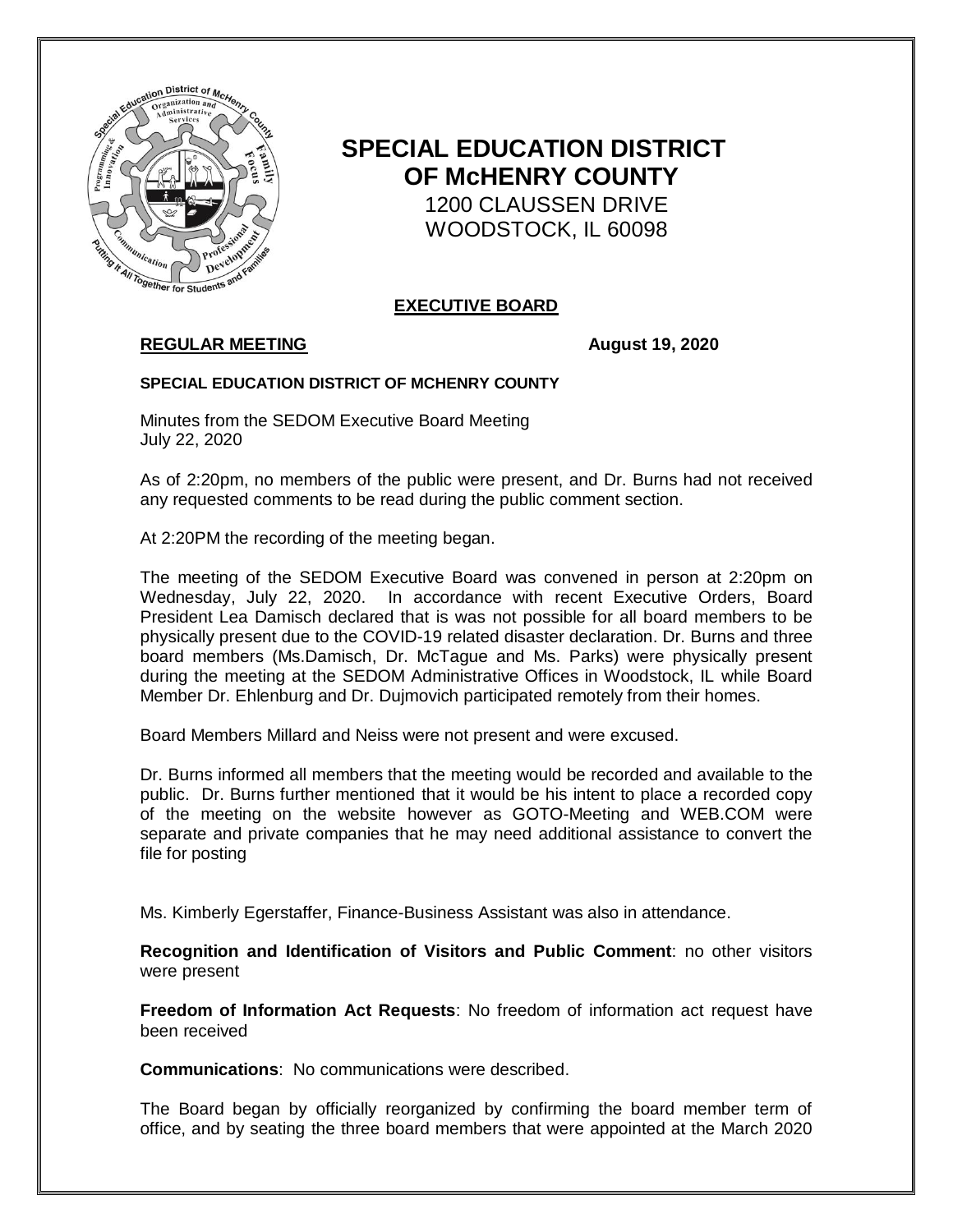# SPECIAL EDUCATION DISTRICT OF McHENRY COUNTY

1200 CLAUSSEN DRIVE
WOODSTOCK, IL 60098

## EXECUTIVE BOARD

**REGULAR MEETING** **August 19, 2020**

**SPECIAL EDUCATION DISTRICT OF MCHENRY COUNTY**

Minutes from the SEDOM Executive Board Meeting
July 22, 2020

As of 2:20pm, no members of the public were present, and Dr. Burns had not received any requested comments to be read during the public comment section.

At 2:20PM the recording of the meeting began.

The meeting of the SEDOM Executive Board was convened in person at 2:20pm on Wednesday, July 22, 2020. In accordance with recent Executive Orders, Board President Lea Damisch declared that is was not possible for all board members to be physically present due to the COVID-19 related disaster declaration. Dr. Burns and three board members (Ms.Damisch, Dr. McTague and Ms. Parks) were physically present during the meeting at the SEDOM Administrative Offices in Woodstock, IL while Board Member Dr. Ehlenburg and Dr. Dujmovich participated remotely from their homes.

Board Members Millard and Neiss were not present and were excused.

Dr. Burns informed all members that the meeting would be recorded and available to the public. Dr. Burns further mentioned that it would be his intent to place a recorded copy of the meeting on the website however as GOTO-Meeting and WEB.COM were separate and private companies that he may need additional assistance to convert the file for posting

Ms. Kimberly Egerstaffer, Finance-Business Assistant was also in attendance.

**Recognition and Identification of Visitors and Public Comment**: no other visitors were present

**Freedom of Information Act Requests**: No freedom of information act request have been received

**Communications**: No communications were described.

The Board began by officially reorganized by confirming the board member term of office, and by seating the three board members that were appointed at the March 2020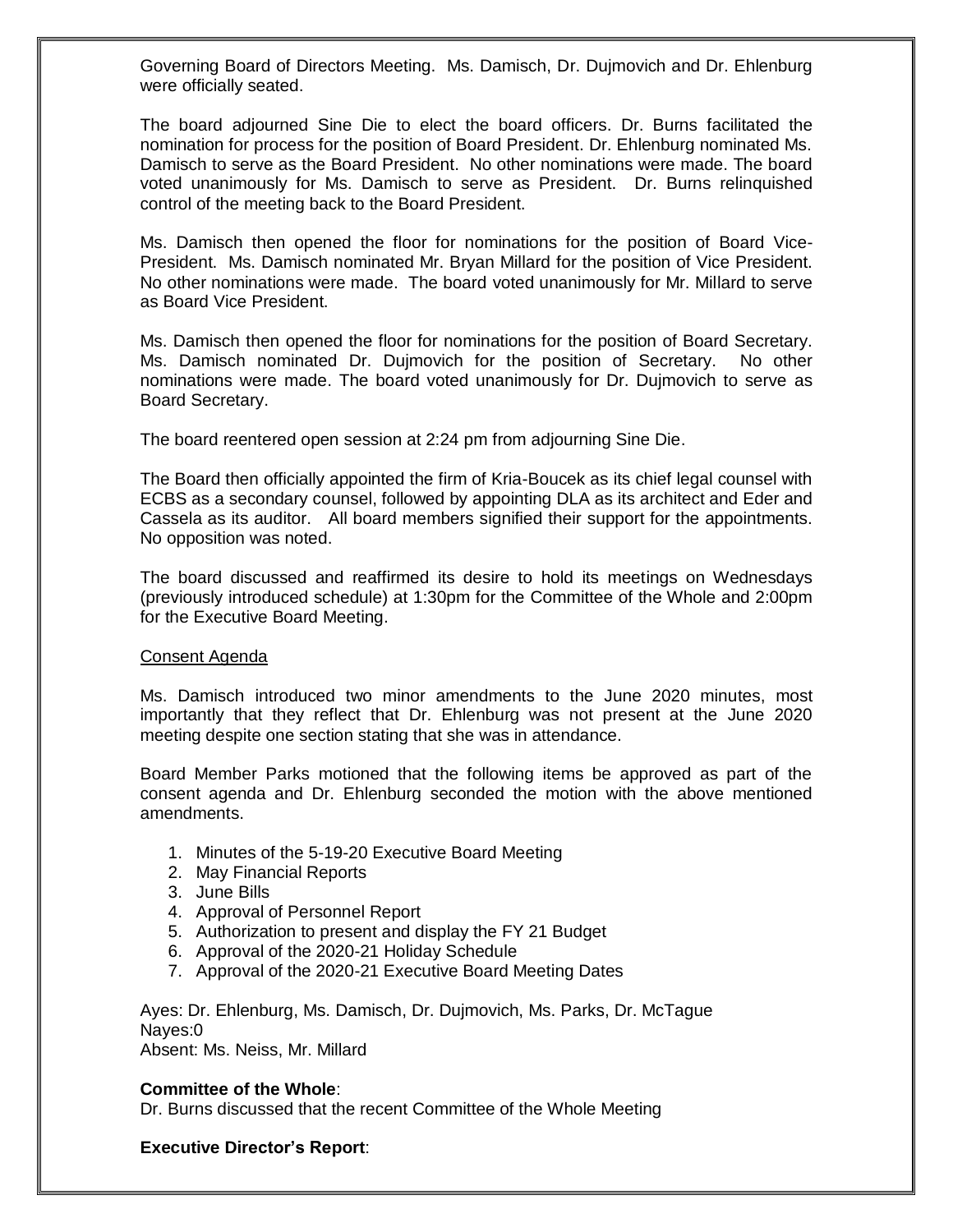Governing Board of Directors Meeting. Ms. Damisch, Dr. Dujmovich and Dr. Ehlenburg were officially seated.

The board adjourned Sine Die to elect the board officers. Dr. Burns facilitated the nomination for process for the position of Board President. Dr. Ehlenburg nominated Ms. Damisch to serve as the Board President. No other nominations were made. The board voted unanimously for Ms. Damisch to serve as President. Dr. Burns relinquished control of the meeting back to the Board President.

Ms. Damisch then opened the floor for nominations for the position of Board Vice-President. Ms. Damisch nominated Mr. Bryan Millard for the position of Vice President. No other nominations were made. The board voted unanimously for Mr. Millard to serve as Board Vice President.

Ms. Damisch then opened the floor for nominations for the position of Board Secretary. Ms. Damisch nominated Dr. Dujmovich for the position of Secretary. No other nominations were made. The board voted unanimously for Dr. Dujmovich to serve as Board Secretary.

The board reentered open session at 2:24 pm from adjourning Sine Die.

The Board then officially appointed the firm of Kria-Boucek as its chief legal counsel with ECBS as a secondary counsel, followed by appointing DLA as its architect and Eder and Cassela as its auditor. All board members signified their support for the appointments. No opposition was noted.

The board discussed and reaffirmed its desire to hold its meetings on Wednesdays (previously introduced schedule) at 1:30pm for the Committee of the Whole and 2:00pm for the Executive Board Meeting.

Consent Agenda

Ms. Damisch introduced two minor amendments to the June 2020 minutes, most importantly that they reflect that Dr. Ehlenburg was not present at the June 2020 meeting despite one section stating that she was in attendance.

Board Member Parks motioned that the following items be approved as part of the consent agenda and Dr. Ehlenburg seconded the motion with the above mentioned amendments.

1. Minutes of the 5-19-20 Executive Board Meeting
2. May Financial Reports
3. June Bills
4. Approval of Personnel Report
5. Authorization to present and display the FY 21 Budget
6. Approval of the 2020-21 Holiday Schedule
7. Approval of the 2020-21 Executive Board Meeting Dates

Ayes: Dr. Ehlenburg, Ms. Damisch, Dr. Dujmovich, Ms. Parks, Dr. McTague
Nayes:0
Absent: Ms. Neiss, Mr. Millard

**Committee of the Whole**:
Dr. Burns discussed that the recent Committee of the Whole Meeting

**Executive Director's Report**: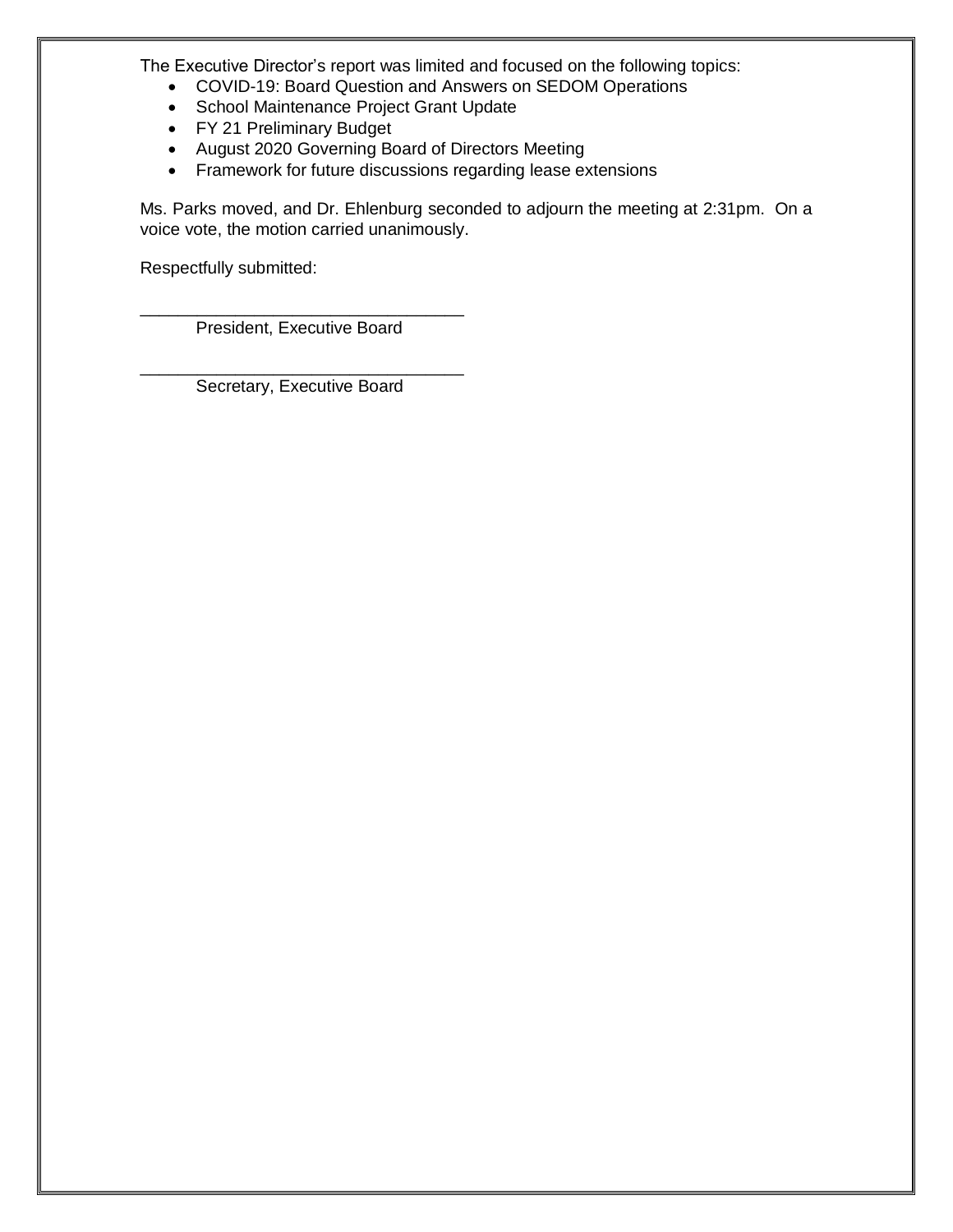The Executive Director's report was limited and focused on the following topics:

- COVID-19: Board Question and Answers on SEDOM Operations
- School Maintenance Project Grant Update
- FY 21 Preliminary Budget
- August 2020 Governing Board of Directors Meeting
- Framework for future discussions regarding lease extensions

Ms. Parks moved, and Dr. Ehlenburg seconded to adjourn the meeting at 2:31pm. On a voice vote, the motion carried unanimously.

Respectfully submitted:

________________________________
President, Executive Board

________________________________
Secretary, Executive Board